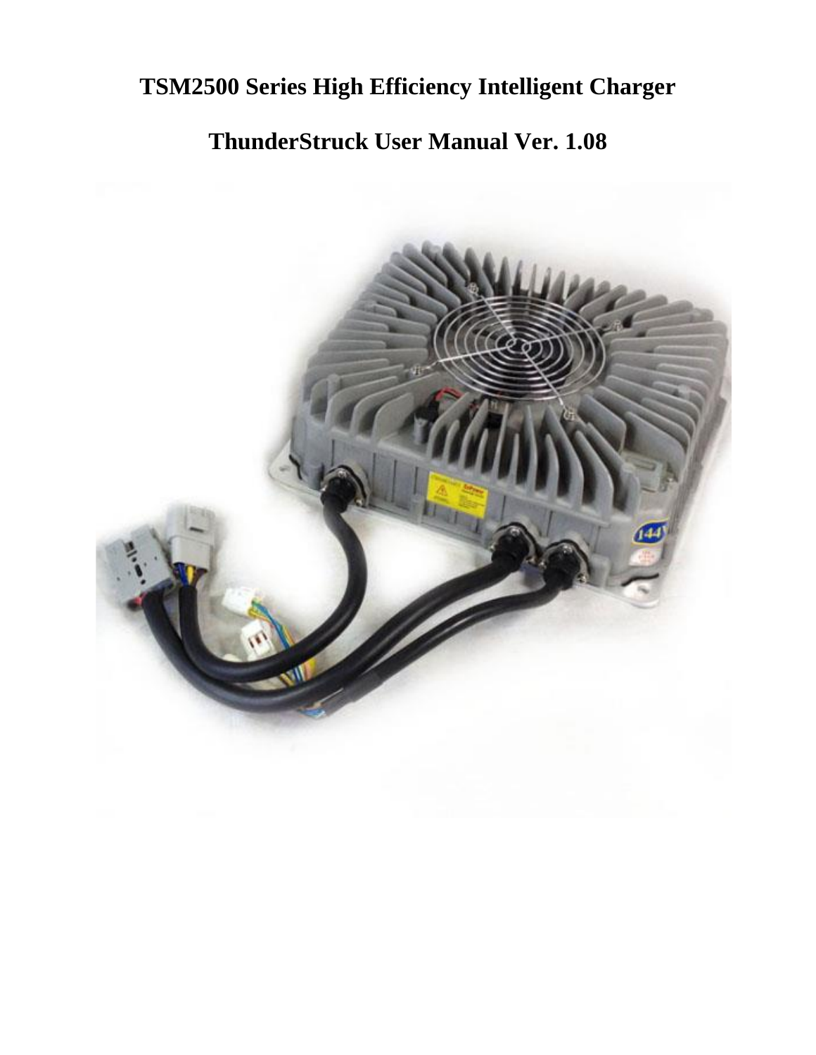# TSM2500 Series High Efficiency Intelligent Charger

## ThunderStruck User Manual Ver. 1.08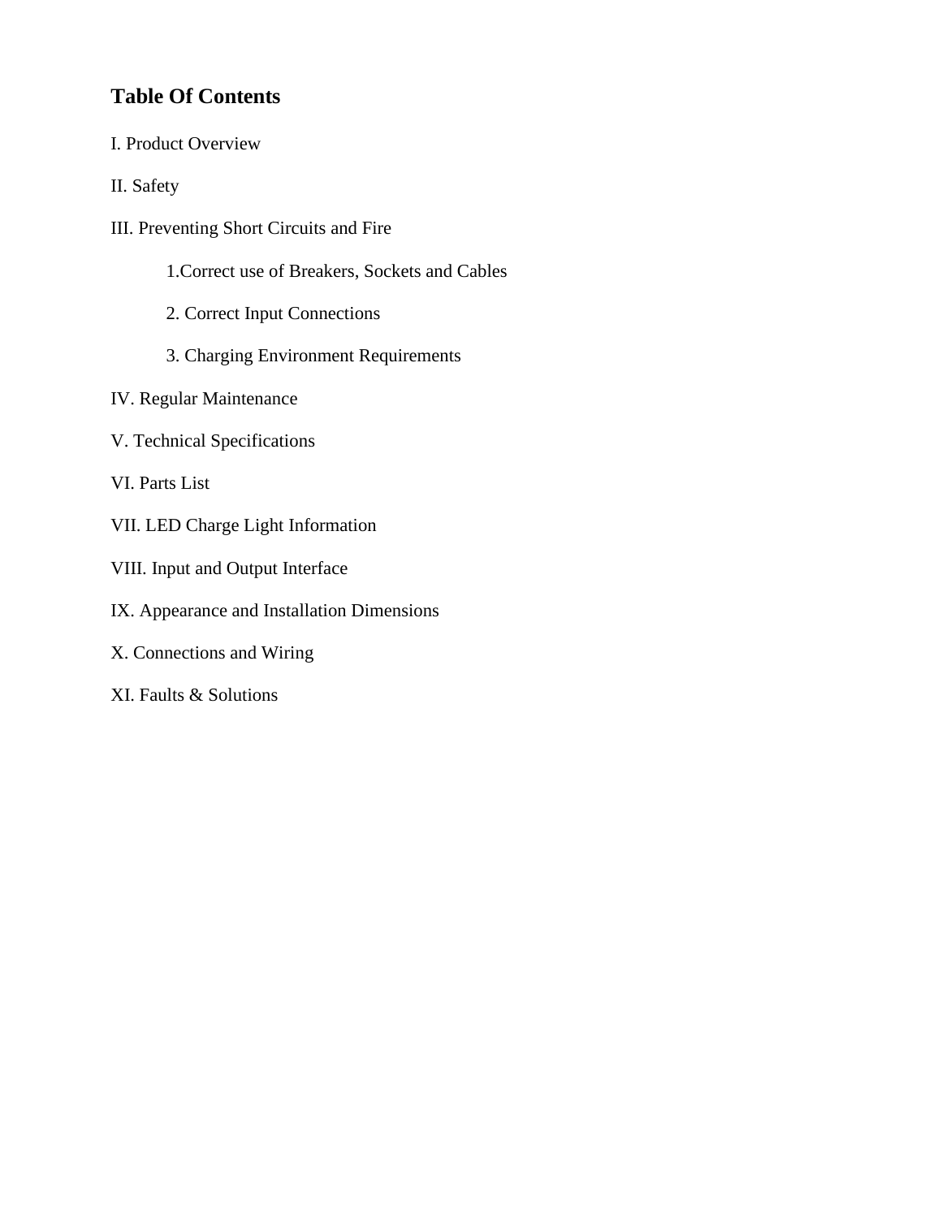## Table Of Contents

I. Product Overview

II. Safety

III. Preventing Short Circuits and Fire

   1.Correct use of Breakers, Sockets and Cables

   2. Correct Input Connections

   3. Charging Environment Requirements

IV. Regular Maintenance

V. Technical Specifications

VI. Parts List

VII. LED Charge Light Information

VIII. Input and Output Interface

IX. Appearance and Installation Dimensions

X. Connections and Wiring

XI. Faults & Solutions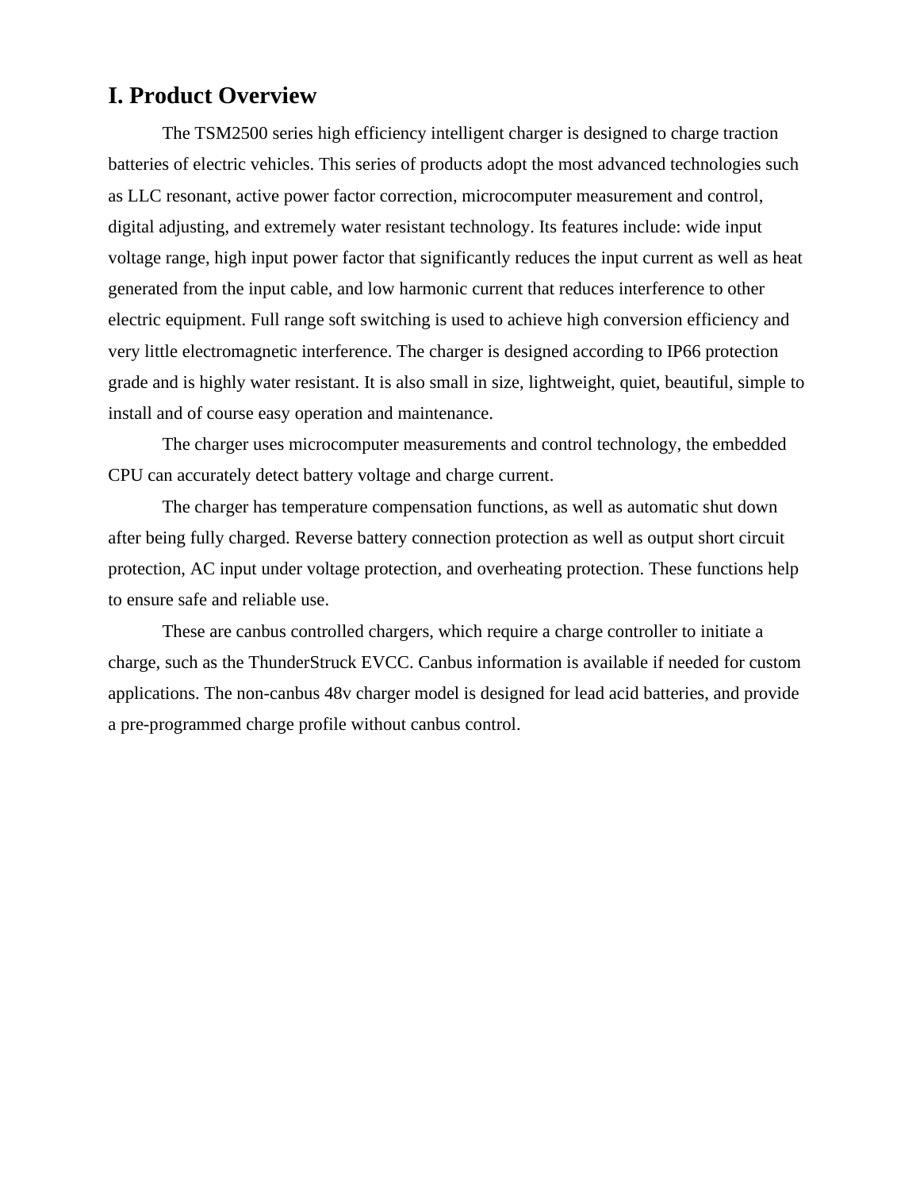# I. Product Overview

The TSM2500 series high efficiency intelligent charger is designed to charge traction batteries of electric vehicles. This series of products adopt the most advanced technologies such as LLC resonant, active power factor correction, microcomputer measurement and control, digital adjusting, and extremely water resistant technology. Its features include: wide input voltage range, high input power factor that significantly reduces the input current as well as heat generated from the input cable, and low harmonic current that reduces interference to other electric equipment. Full range soft switching is used to achieve high conversion efficiency and very little electromagnetic interference. The charger is designed according to IP66 protection grade and is highly water resistant. It is also small in size, lightweight, quiet, beautiful, simple to install and of course easy operation and maintenance.

The charger uses microcomputer measurements and control technology, the embedded CPU can accurately detect battery voltage and charge current.

The charger has temperature compensation functions, as well as automatic shut down after being fully charged. Reverse battery connection protection as well as output short circuit protection, AC input under voltage protection, and overheating protection. These functions help to ensure safe and reliable use.

These are canbus controlled chargers, which require a charge controller to initiate a charge, such as the ThunderStruck EVCC. Canbus information is available if needed for custom applications. The non-canbus 48v charger model is designed for lead acid batteries, and provide a pre-programmed charge profile without canbus control.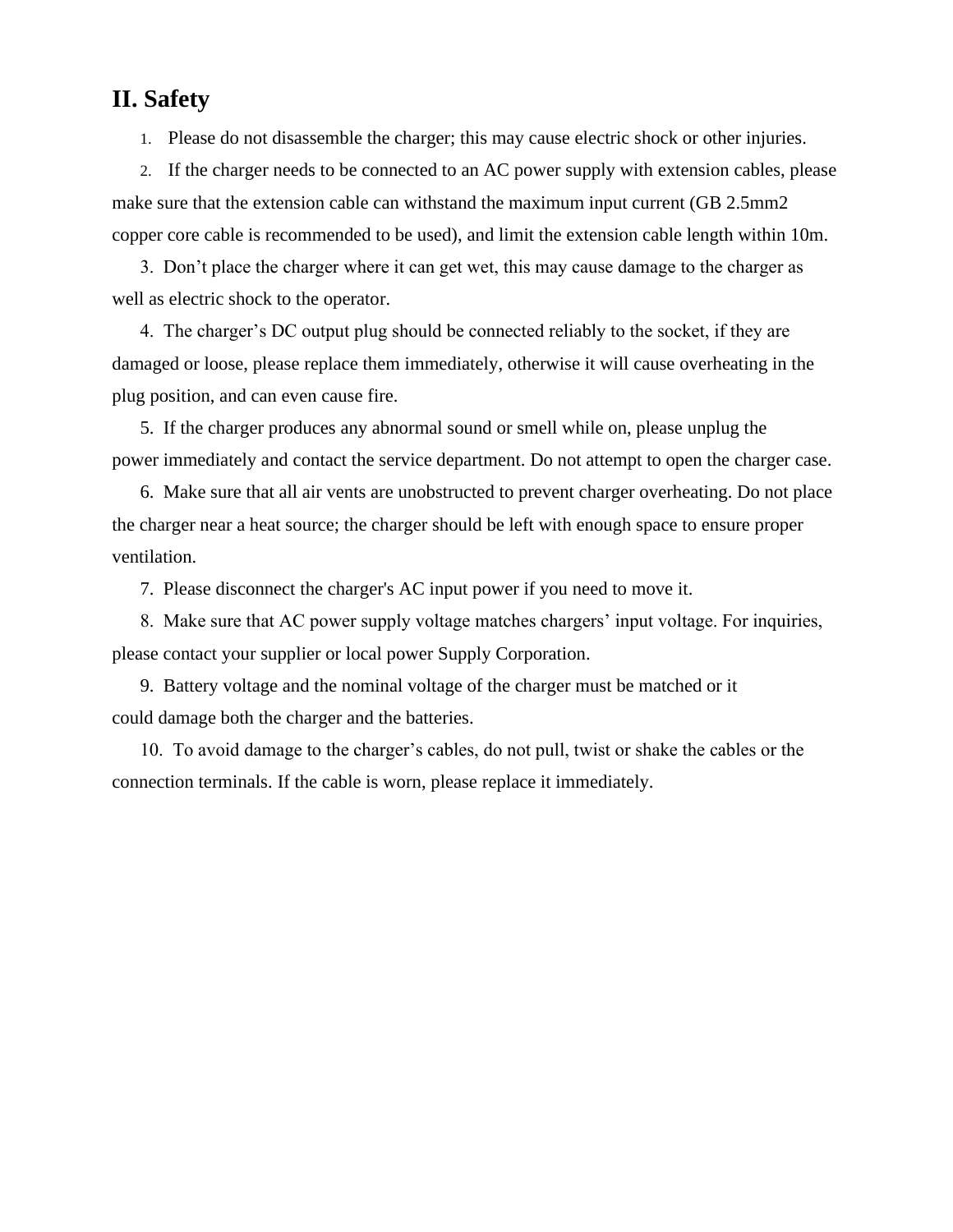## II. Safety

1. Please do not disassemble the charger; this may cause electric shock or other injuries.
2. If the charger needs to be connected to an AC power supply with extension cables, please make sure that the extension cable can withstand the maximum input current (GB 2.5mm2 copper core cable is recommended to be used), and limit the extension cable length within 10m.
3. Don’t place the charger where it can get wet, this may cause damage to the charger as well as electric shock to the operator.
4. The charger’s DC output plug should be connected reliably to the socket, if they are damaged or loose, please replace them immediately, otherwise it will cause overheating in the plug position, and can even cause fire.
5. If the charger produces any abnormal sound or smell while on, please unplug the power immediately and contact the service department. Do not attempt to open the charger case.
6. Make sure that all air vents are unobstructed to prevent charger overheating. Do not place the charger near a heat source; the charger should be left with enough space to ensure proper ventilation.
7. Please disconnect the charger's AC input power if you need to move it.
8. Make sure that AC power supply voltage matches chargers’ input voltage. For inquiries, please contact your supplier or local power Supply Corporation.
9. Battery voltage and the nominal voltage of the charger must be matched or it could damage both the charger and the batteries.
10. To avoid damage to the charger’s cables, do not pull, twist or shake the cables or the connection terminals. If the cable is worn, please replace it immediately.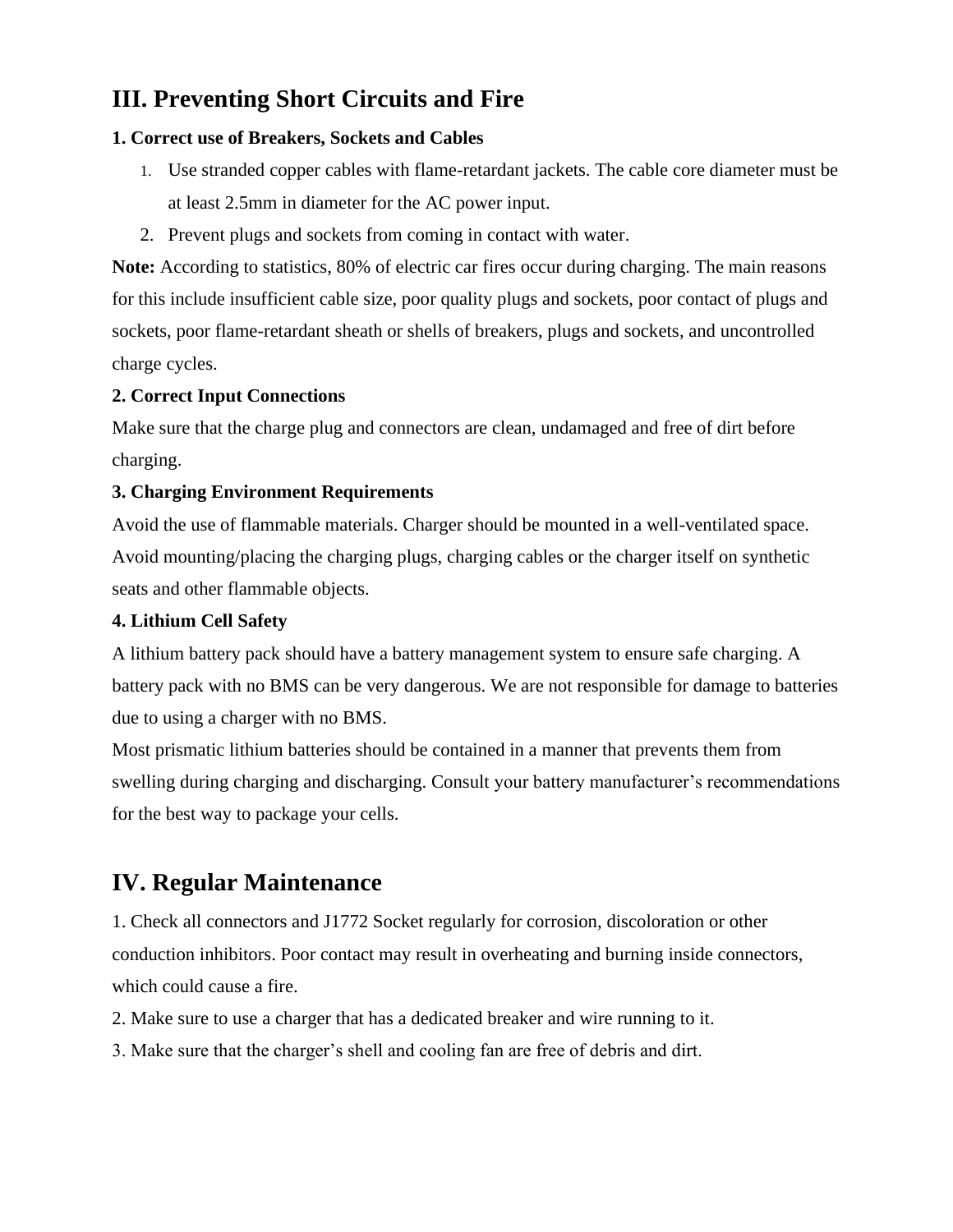## III. Preventing Short Circuits and Fire

### 1. Correct use of Breakers, Sockets and Cables

1. Use stranded copper cables with flame-retardant jackets. The cable core diameter must be at least 2.5mm in diameter for the AC power input.
2. Prevent plugs and sockets from coming in contact with water.

**Note:** According to statistics, 80% of electric car fires occur during charging. The main reasons for this include insufficient cable size, poor quality plugs and sockets, poor contact of plugs and sockets, poor flame-retardant sheath or shells of breakers, plugs and sockets, and uncontrolled charge cycles.

### 2. Correct Input Connections

Make sure that the charge plug and connectors are clean, undamaged and free of dirt before charging.

### 3. Charging Environment Requirements

Avoid the use of flammable materials. Charger should be mounted in a well-ventilated space. Avoid mounting/placing the charging plugs, charging cables or the charger itself on synthetic seats and other flammable objects.

### 4. Lithium Cell Safety

A lithium battery pack should have a battery management system to ensure safe charging. A battery pack with no BMS can be very dangerous. We are not responsible for damage to batteries due to using a charger with no BMS.

Most prismatic lithium batteries should be contained in a manner that prevents them from swelling during charging and discharging. Consult your battery manufacturer's recommendations for the best way to package your cells.

## IV. Regular Maintenance

1. Check all connectors and J1772 Socket regularly for corrosion, discoloration or other conduction inhibitors. Poor contact may result in overheating and burning inside connectors, which could cause a fire.
2. Make sure to use a charger that has a dedicated breaker and wire running to it.
3. Make sure that the charger's shell and cooling fan are free of debris and dirt.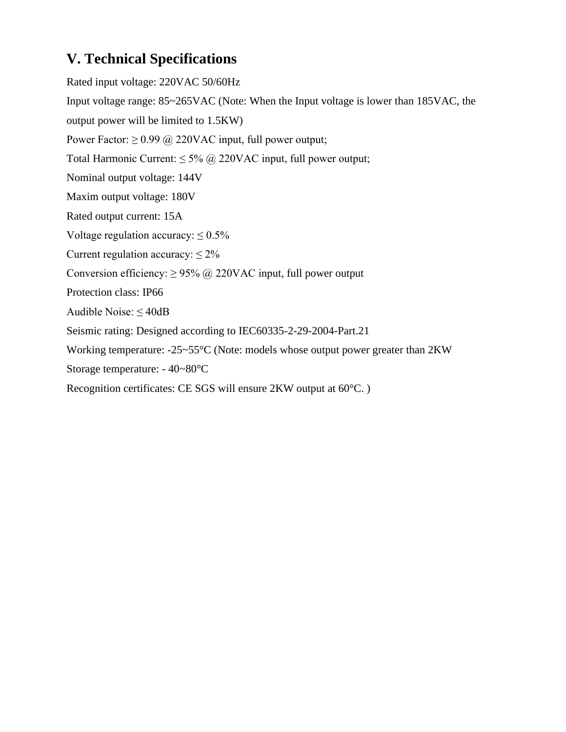## V. Technical Specifications

Rated input voltage: 220VAC 50/60Hz

Input voltage range: 85~265VAC (Note: When the Input voltage is lower than 185VAC, the output power will be limited to 1.5KW)

Power Factor: ≥ 0.99 @ 220VAC input, full power output;

Total Harmonic Current: ≤ 5% @ 220VAC input, full power output;

Nominal output voltage: 144V

Maxim output voltage: 180V

Rated output current: 15A

Voltage regulation accuracy: ≤ 0.5%

Current regulation accuracy: ≤ 2%

Conversion efficiency: ≥ 95% @ 220VAC input, full power output

Protection class: IP66

Audible Noise: ≤ 40dB

Seismic rating: Designed according to IEC60335-2-29-2004-Part.21

Working temperature: -25~55°C (Note: models whose output power greater than 2KW

Storage temperature: - 40~80°C

Recognition certificates: CE SGS will ensure 2KW output at 60°C. )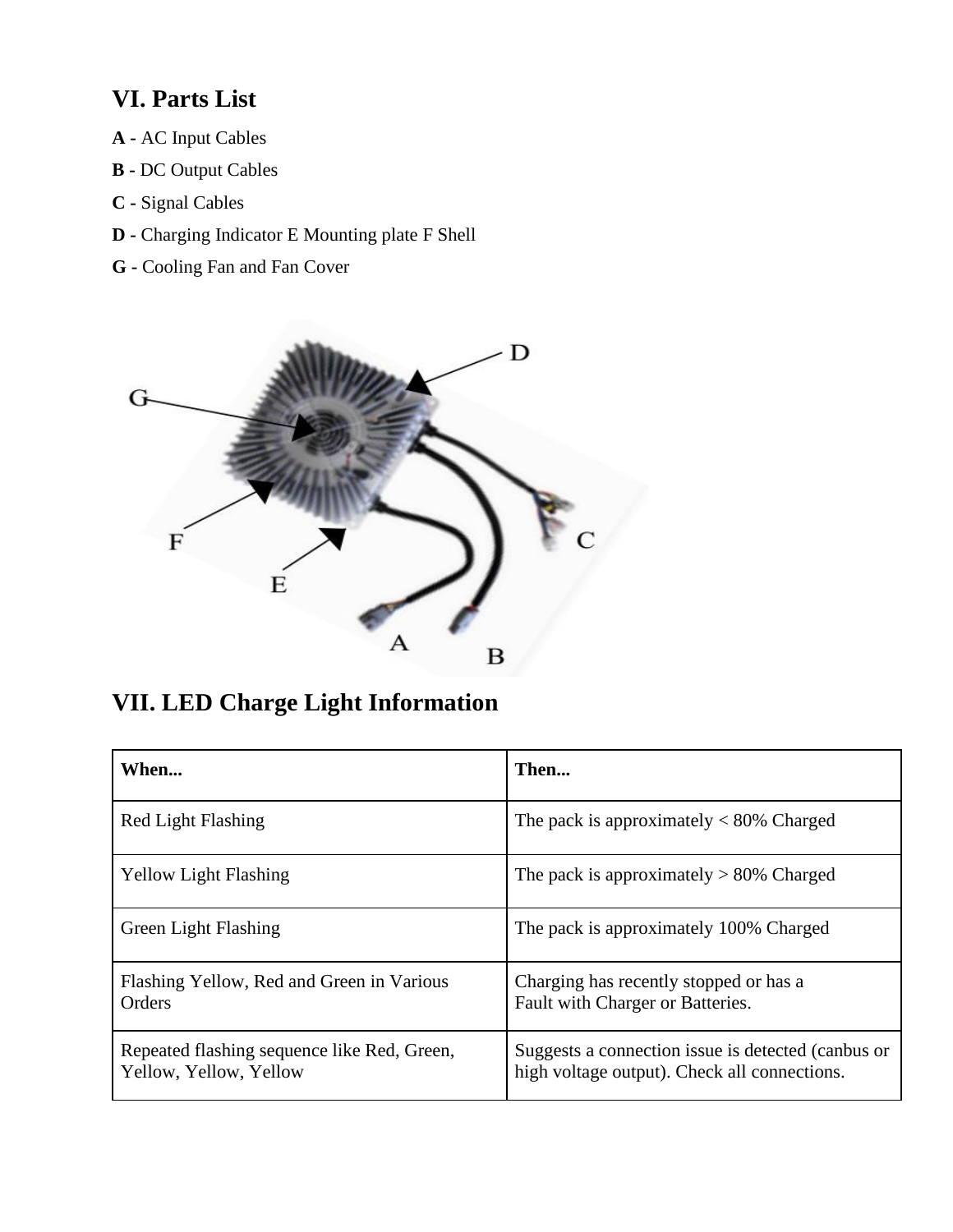## VI. Parts List

**A -** AC Input Cables

**B -** DC Output Cables

**C -** Signal Cables

**D -** Charging Indicator E Mounting plate F Shell

**G -** Cooling Fan and Fan Cover

## VII. LED Charge Light Information

| When... | Then... |
|---|---|
| Red Light Flashing | The pack is approximately < 80% Charged |
| Yellow Light Flashing | The pack is approximately > 80% Charged |
| Green Light Flashing | The pack is approximately 100% Charged |
| Flashing Yellow, Red and Green in Various Orders | Charging has recently stopped or has a Fault with Charger or Batteries. |
| Repeated flashing sequence like Red, Green, Yellow, Yellow, Yellow | Suggests a connection issue is detected (canbus or high voltage output). Check all connections. |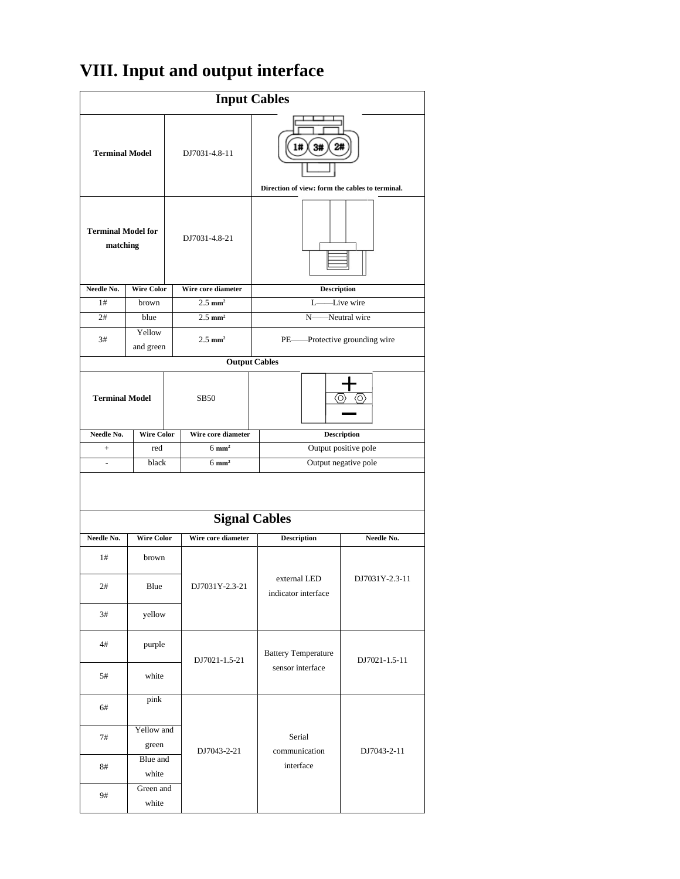# VIII. Input and output interface

## Input Cables

| Terminal Model | DJ7031-4.8-11 | Direction of view: form the cables to terminal. |
|---|---|---|
| Terminal Model for matching | DJ7031-4.8-21 | |

| Needle No. | Wire Color | Wire core diameter | Description |
|---|---|---|---|
| 1# | brown | 2.5 $mm^2$ | L——Live wire |
| 2# | blue | 2.5 $mm^2$ | N——Neutral wire |
| 3# | Yellow and green | 2.5 $mm^2$ | PE——Protective grounding wire |

## Output Cables

| Terminal Model | SB50 |
|---|---|

| Needle No. | Wire Color | Wire core diameter | Description |
|---|---|---|---|
| + | red | 6 $mm^2$ | Output positive pole |
| - | black | 6 $mm^2$ | Output negative pole |

## Signal Cables

| Needle No. | Wire Color | Wire core diameter | Description | Needle No. |
|---|---|---|---|---|
| 1# | brown | DJ7031Y-2.3-21 | external LED indicator interface | DJ7031Y-2.3-11 |
| 2# | Blue | | | |
| 3# | yellow | | | |
| 4# | purple | DJ7021-1.5-21 | Battery Temperature sensor interface | DJ7021-1.5-11 |
| 5# | white | | | |
| 6# | pink | DJ7043-2-21 | Serial communication interface | DJ7043-2-11 |
| 7# | Yellow and green | | | |
| 8# | Blue and white | | | |
| 9# | Green and white | | | |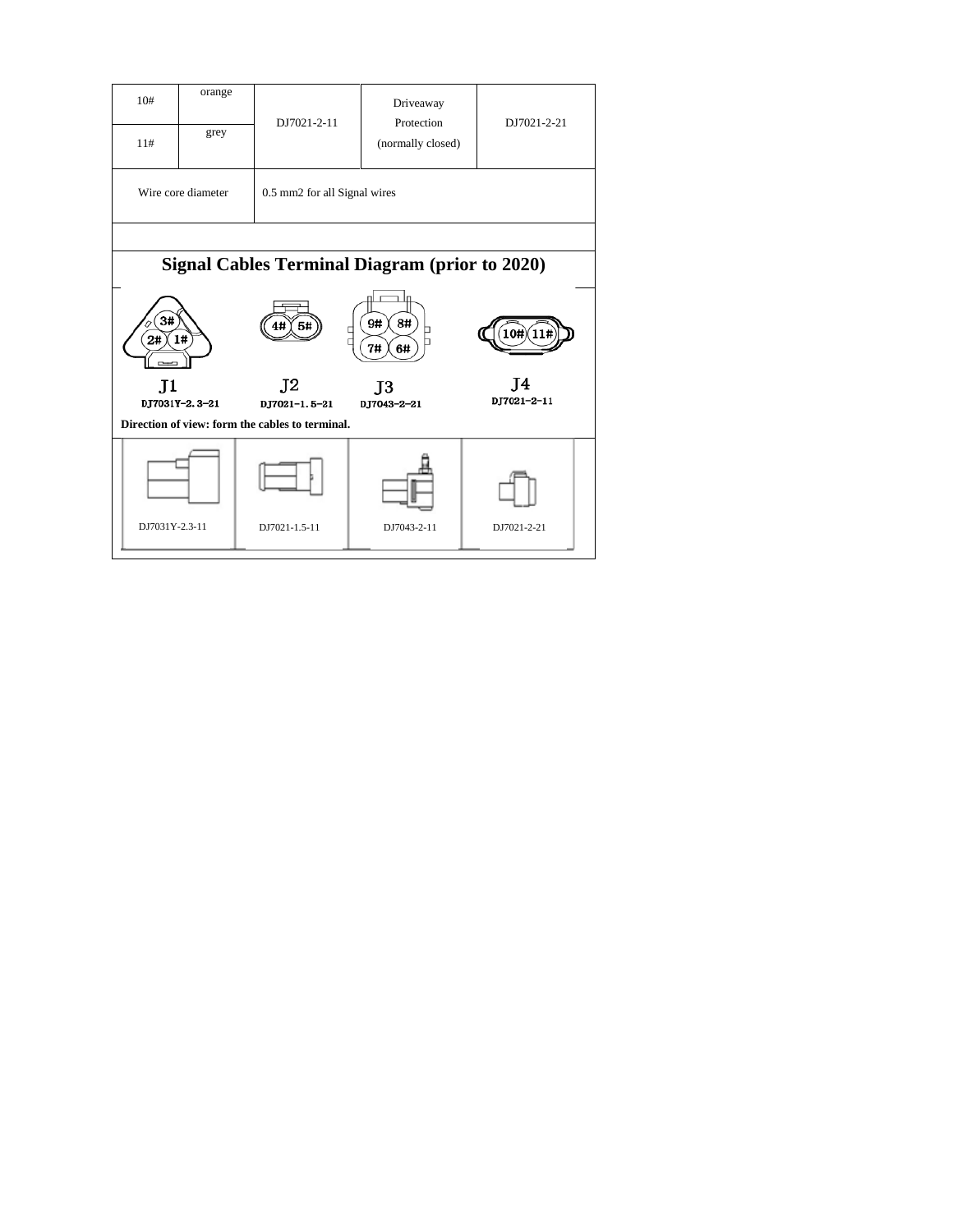| 10# | orange | DJ7021-2-11 | Driveaway Protection (normally closed) | DJ7021-2-21 |
|---|---|---|---|---|
| 11# | grey | | | |
| Wire core diameter | | 0.5 mm2 for all Signal wires | | |

## Signal Cables Terminal Diagram (prior to 2020)

| J1 | J2 | J3 | J4 |
|---|---|---|---|
| 3#, 2#, 1# | 4#, 5# | 9#, 8#, 7#, 6# | 10#, 11# |
| DJ7031Y-2.3-21 | DJ7021-1.5-21 | DJ7043-2-21 | DJ7021-2-11 |

**Direction of view: form the cables to terminal.**

| DJ7031Y-2.3-11 | DJ7021-1.5-11 | DJ7043-2-11 | DJ7021-2-21 |
|---|---|---|---|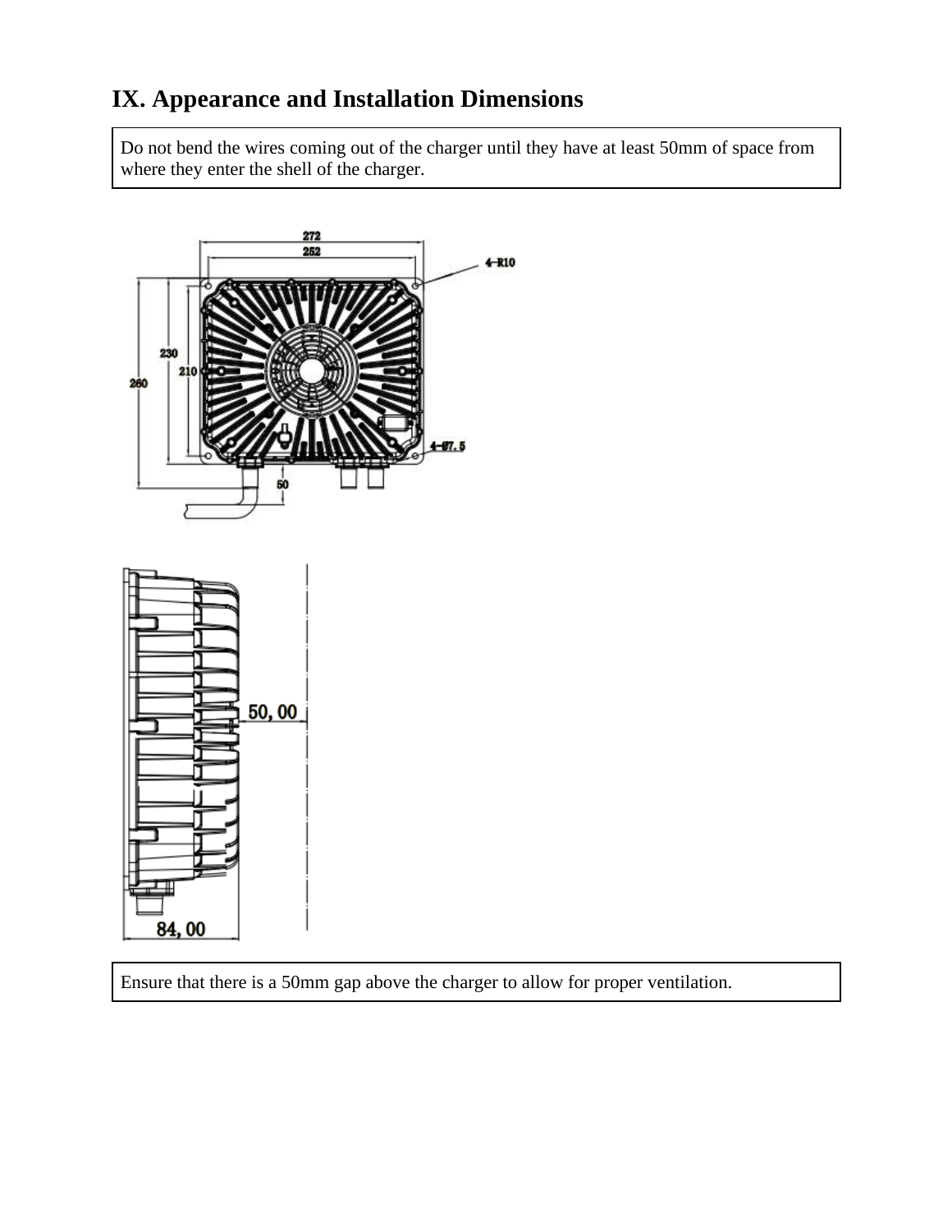## IX. Appearance and Installation Dimensions

Do not bend the wires coming out of the charger until they have at least 50mm of space from where they enter the shell of the charger.

Ensure that there is a 50mm gap above the charger to allow for proper ventilation.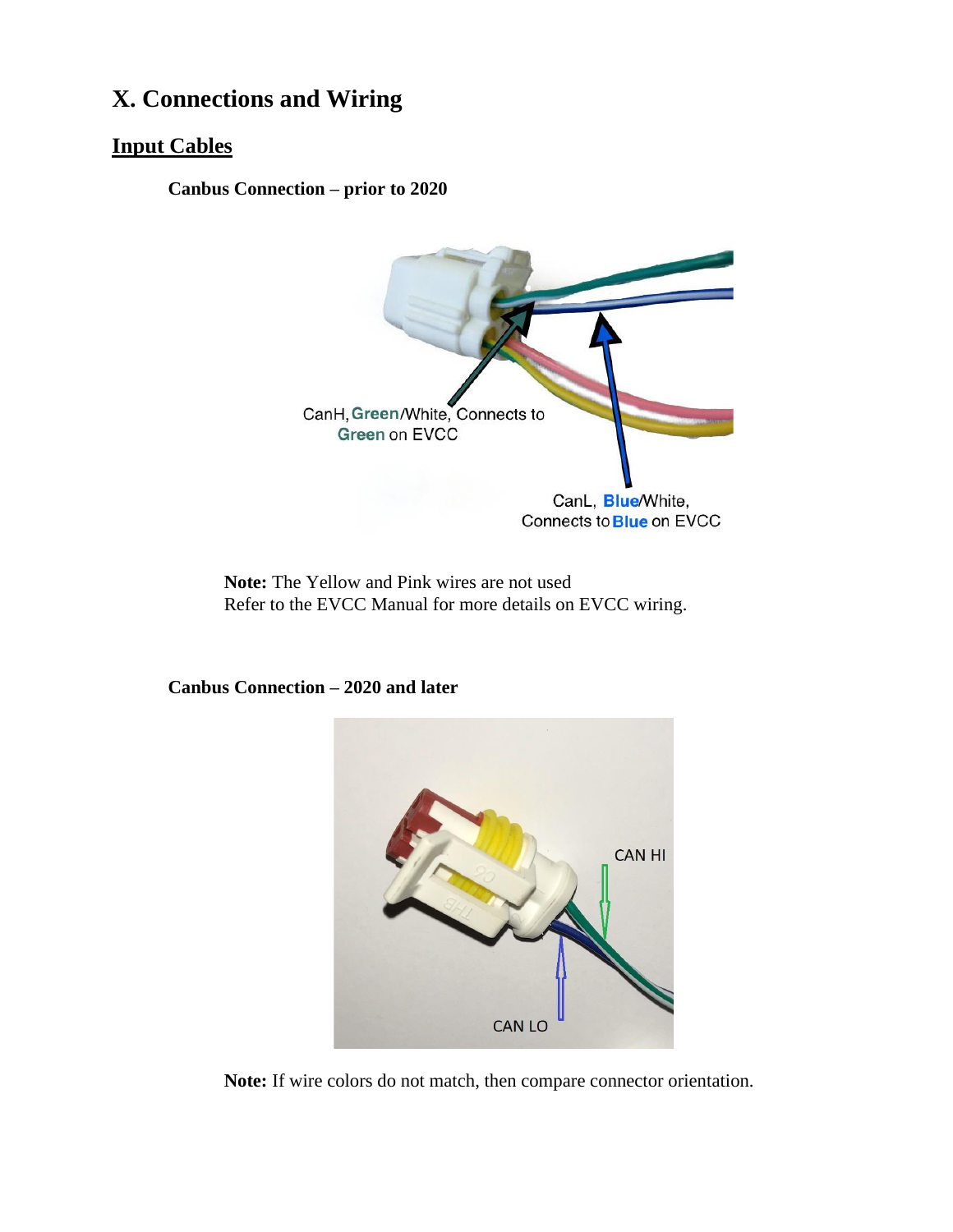# X. Connections and Wiring

## Input Cables

### Canbus Connection – prior to 2020

CanH, Green/White, Connects to Green on EVCC

CanL, Blue/White, Connects to Blue on EVCC

**Note:** The Yellow and Pink wires are not used
Refer to the EVCC Manual for more details on EVCC wiring.

### Canbus Connection – 2020 and later

CAN HI

CAN LO

**Note:** If wire colors do not match, then compare connector orientation.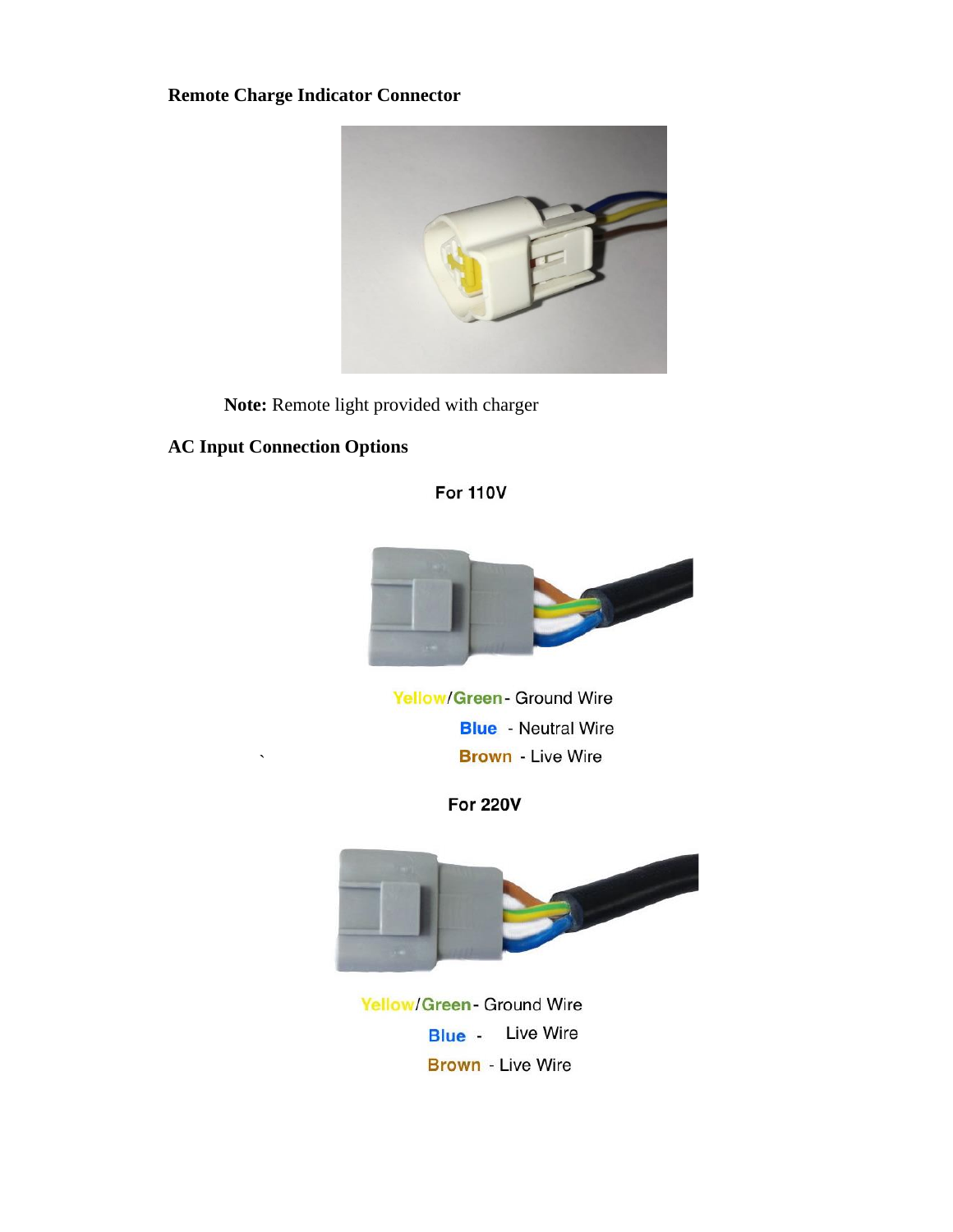**Remote Charge Indicator Connector**

**Note:** Remote light provided with charger

**AC Input Connection Options**

For 110V

Yellow/Green - Ground Wire

Blue - Neutral Wire

Brown - Live Wire

For 220V

Yellow/Green - Ground Wire

Blue - Live Wire

Brown - Live Wire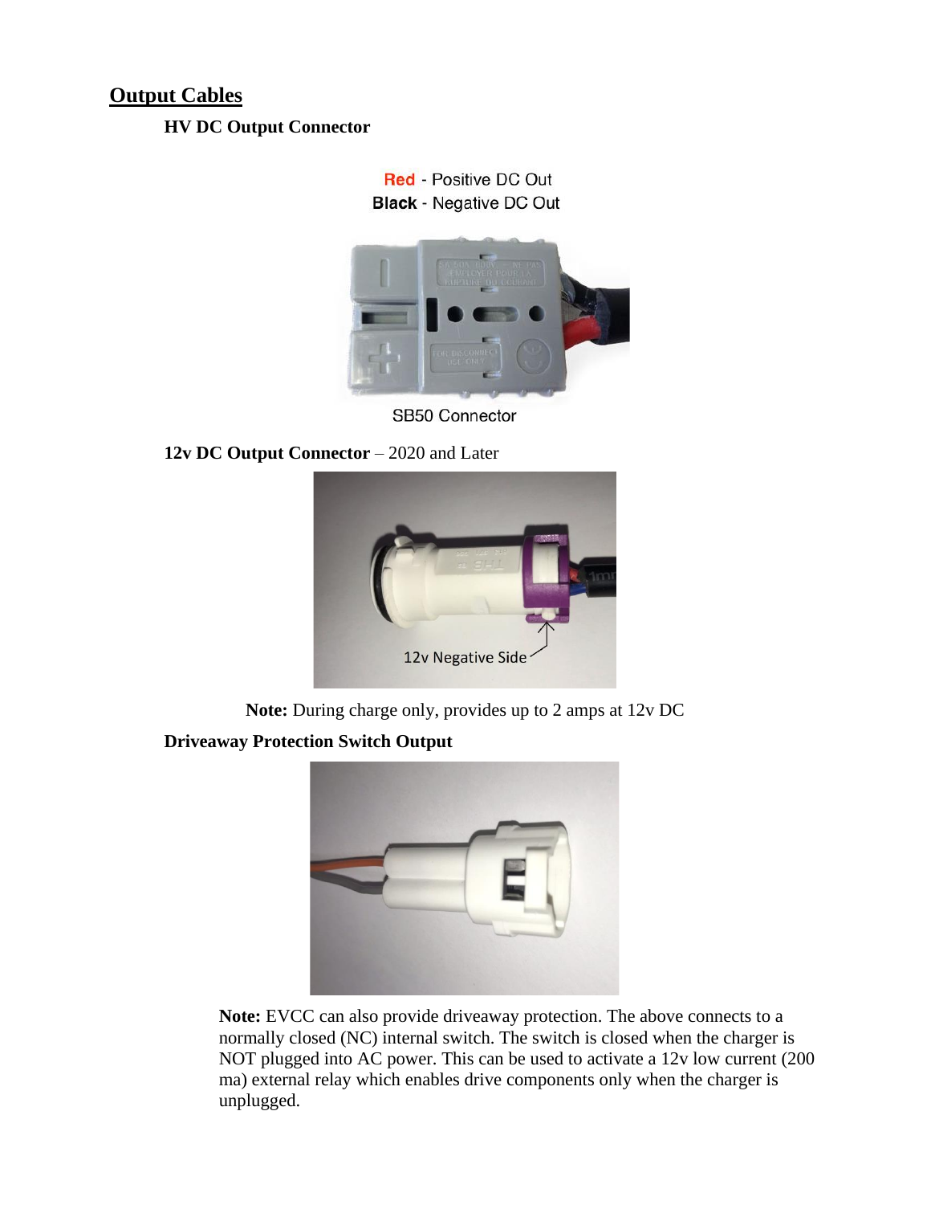## Output Cables

### HV DC Output Connector

Red - Positive DC Out
Black - Negative DC Out

SB50 Connector

### 12v DC Output Connector – 2020 and Later

12v Negative Side

**Note:** During charge only, provides up to 2 amps at 12v DC

### Driveaway Protection Switch Output

**Note:** EVCC can also provide driveaway protection. The above connects to a normally closed (NC) internal switch. The switch is closed when the charger is NOT plugged into AC power. This can be used to activate a 12v low current (200 ma) external relay which enables drive components only when the charger is unplugged.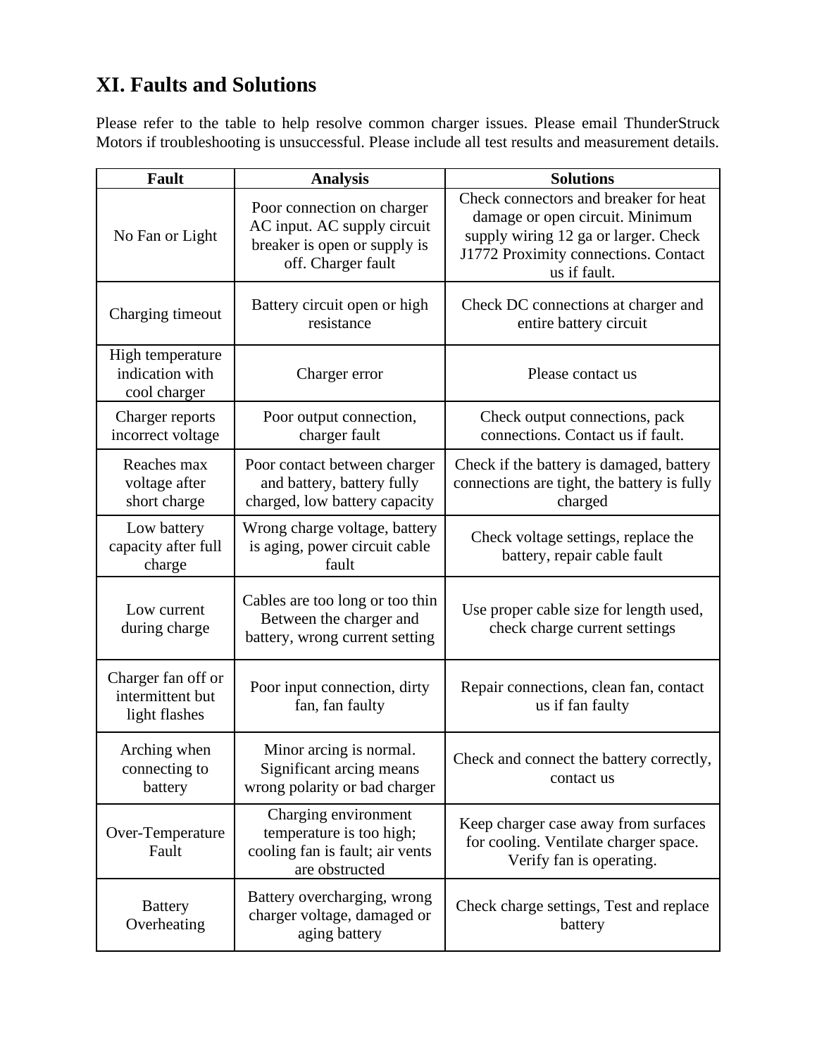# XI. Faults and Solutions

Please refer to the table to help resolve common charger issues. Please email ThunderStruck Motors if troubleshooting is unsuccessful. Please include all test results and measurement details.

| Fault | Analysis | Solutions |
|---|---|---|
| No Fan or Light | Poor connection on charger AC input. AC supply circuit breaker is open or supply is off. Charger fault | Check connectors and breaker for heat damage or open circuit. Minimum supply wiring 12 ga or larger. Check J1772 Proximity connections. Contact us if fault. |
| Charging timeout | Battery circuit open or high resistance | Check DC connections at charger and entire battery circuit |
| High temperature indication with cool charger | Charger error | Please contact us |
| Charger reports incorrect voltage | Poor output connection, charger fault | Check output connections, pack connections. Contact us if fault. |
| Reaches max voltage after short charge | Poor contact between charger and battery, battery fully charged, low battery capacity | Check if the battery is damaged, battery connections are tight, the battery is fully charged |
| Low battery capacity after full charge | Wrong charge voltage, battery is aging, power circuit cable fault | Check voltage settings, replace the battery, repair cable fault |
| Low current during charge | Cables are too long or too thin Between the charger and battery, wrong current setting | Use proper cable size for length used, check charge current settings |
| Charger fan off or intermittent but light flashes | Poor input connection, dirty fan, fan faulty | Repair connections, clean fan, contact us if fan faulty |
| Arching when connecting to battery | Minor arcing is normal. Significant arcing means wrong polarity or bad charger | Check and connect the battery correctly, contact us |
| Over-Temperature Fault | Charging environment temperature is too high; cooling fan is fault; air vents are obstructed | Keep charger case away from surfaces for cooling. Ventilate charger space. Verify fan is operating. |
| Battery Overheating | Battery overcharging, wrong charger voltage, damaged or aging battery | Check charge settings, Test and replace battery |